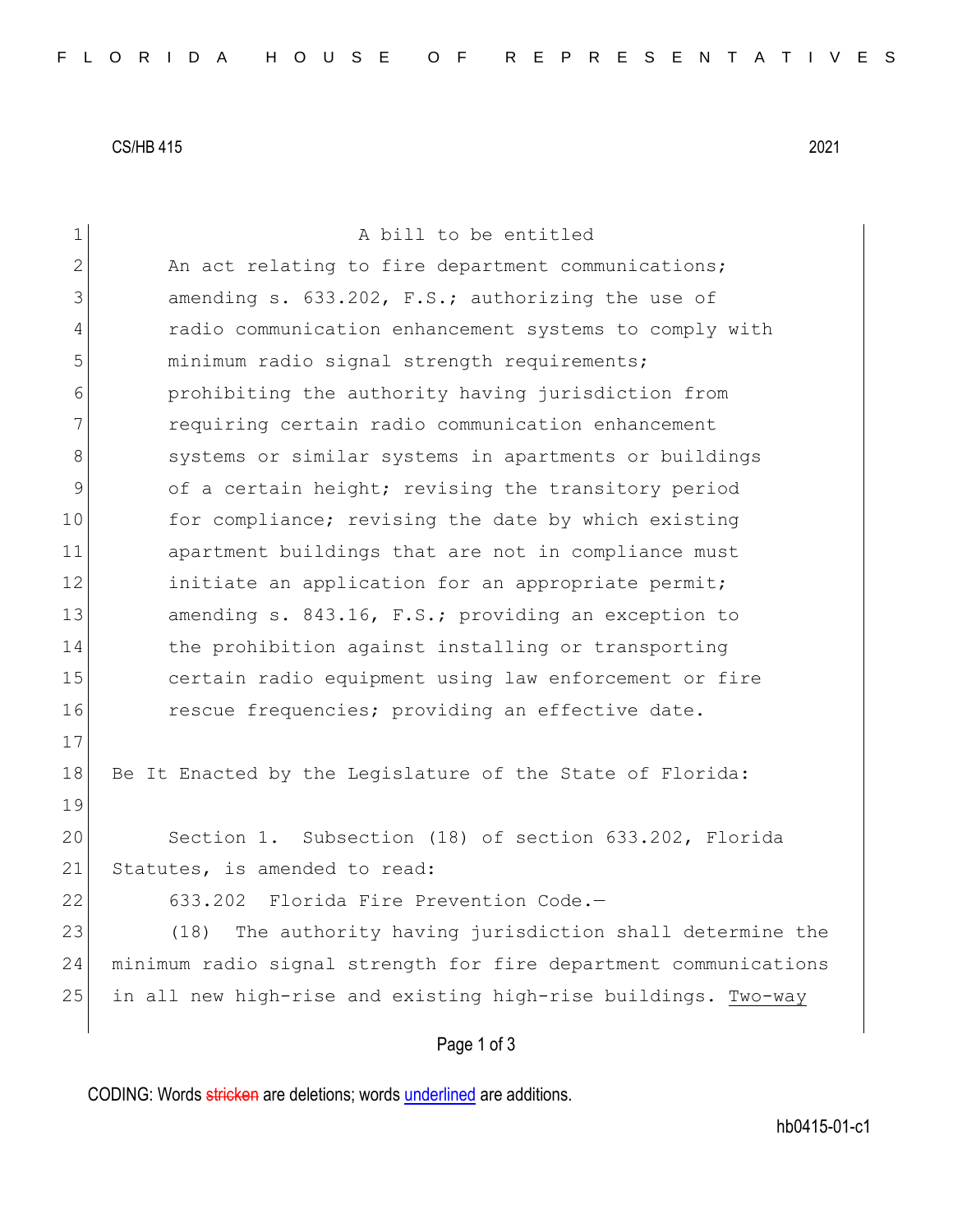CS/HB 415 2021

A bill to be entitled

An act relating to fire department communications; amending s. 633.202, F.S.; authorizing the use of radio communication enhancement systems to comply with minimum radio signal strength requirements; prohibiting the authority having jurisdiction from requiring certain radio communication enhancement systems or similar systems in apartments or buildings of a certain height; revising the transitory period for compliance; revising the date by which existing apartment buildings that are not in compliance must initiate an application for an appropriate permit; amending s. 843.16, F.S.; providing an exception to the prohibition against installing or transporting certain radio equipment using law enforcement or fire rescue frequencies; providing an effective date.

Be It Enacted by the Legislature of the State of Florida:

Section 1. Subsection (18) of section 633.202, Florida Statutes, is amended to read:

633.202 Florida Fire Prevention Code.—

(18) The authority having jurisdiction shall determine the minimum radio signal strength for fire department communications in all new high-rise and existing high-rise buildings. <u>Two-way</u>

CODING: Words ~~stricken~~ are deletions; words <u>underlined</u> are additions.

hb0415-01-c1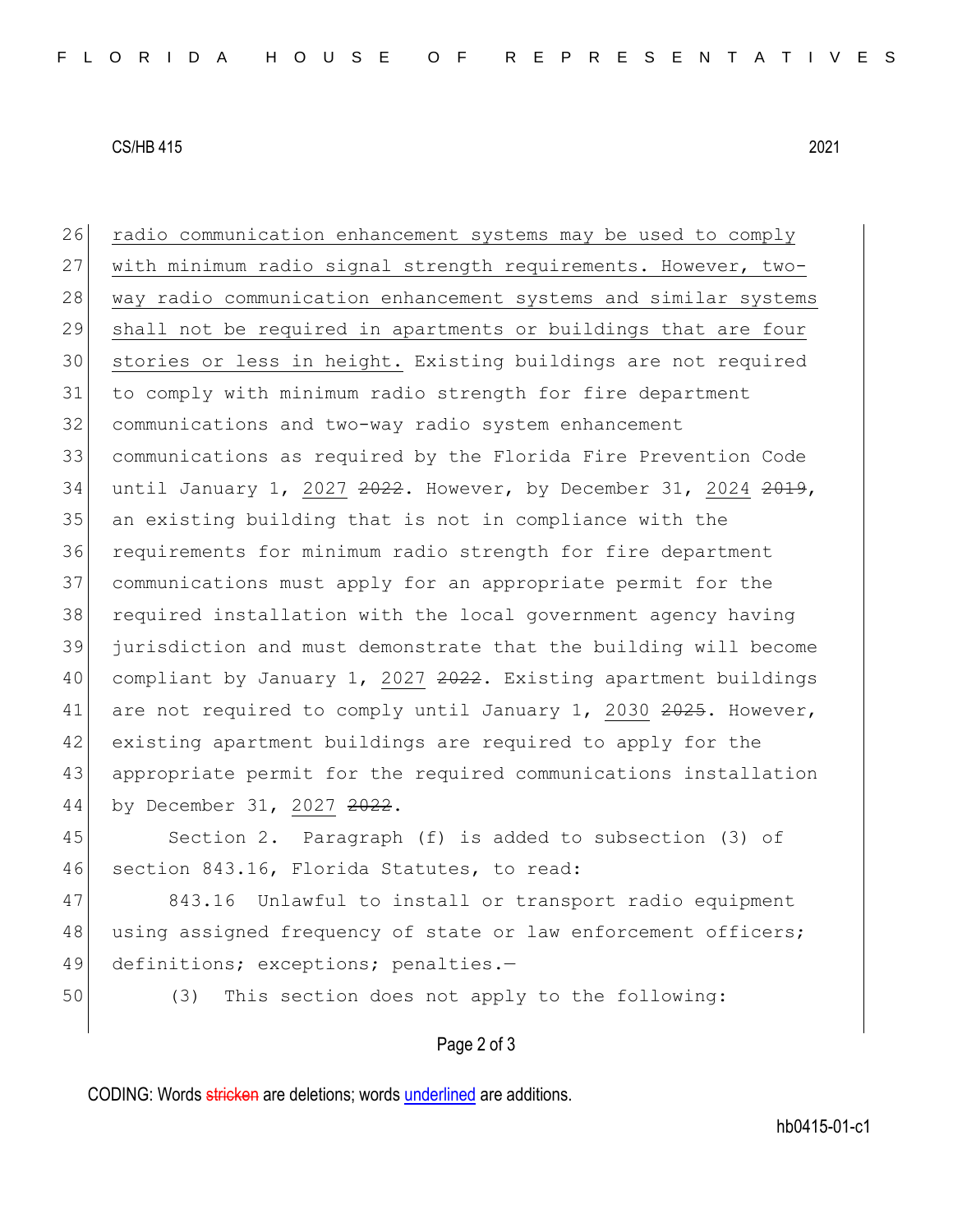<u>radio communication enhancement systems may be used to comply with minimum radio signal strength requirements. However, two-way radio communication enhancement systems and similar systems shall not be required in apartments or buildings that are four stories or less in height.</u> Existing buildings are not required to comply with minimum radio strength for fire department communications and two-way radio system enhancement communications as required by the Florida Fire Prevention Code until January 1, <u>2027</u> ~~2022~~. However, by December 31, <u>2024</u> ~~2019~~, an existing building that is not in compliance with the requirements for minimum radio strength for fire department communications must apply for an appropriate permit for the required installation with the local government agency having jurisdiction and must demonstrate that the building will become compliant by January 1, <u>2027</u> ~~2022~~. Existing apartment buildings are not required to comply until January 1, <u>2030</u> ~~2025~~. However, existing apartment buildings are required to apply for the appropriate permit for the required communications installation by December 31, <u>2027</u> ~~2022~~.

Section 2. Paragraph (f) is added to subsection (3) of section 843.16, Florida Statutes, to read:

843.16 Unlawful to install or transport radio equipment using assigned frequency of state or law enforcement officers; definitions; exceptions; penalties.—

(3) This section does not apply to the following: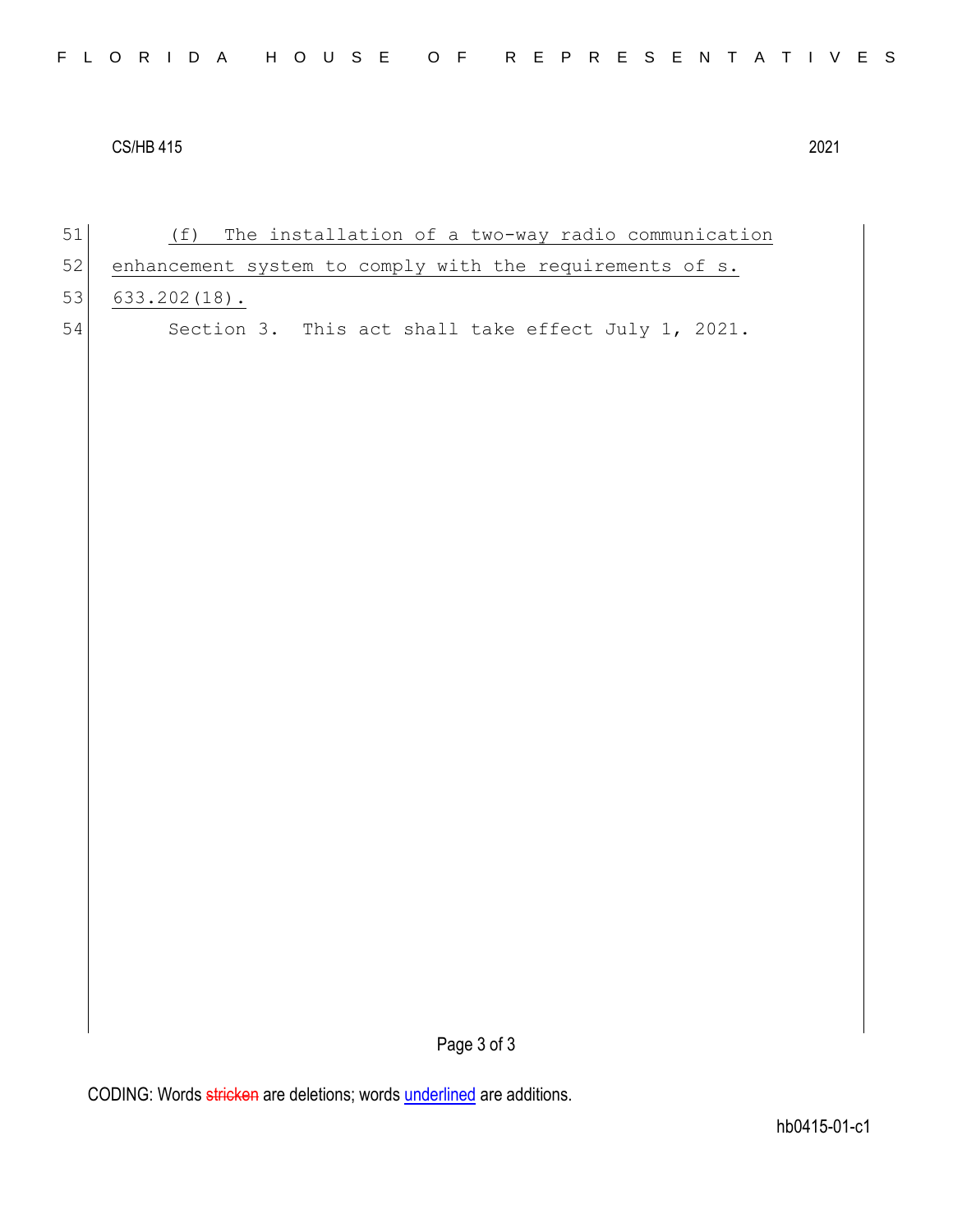(f) The installation of a two-way radio communication enhancement system to comply with the requirements of s. 633.202(18).

Section 3. This act shall take effect July 1, 2021.